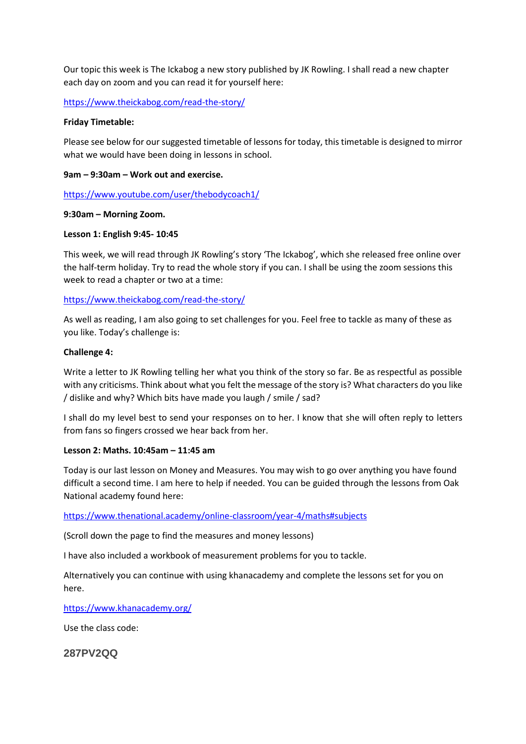Our topic this week is The Ickabog a new story published by JK Rowling. I shall read a new chapter each day on zoom and you can read it for yourself here:

https://www.theickabog.com/read-the-story/

**Friday Timetable:**

Please see below for our suggested timetable of lessons for today, this timetable is designed to mirror what we would have been doing in lessons in school.

**9am – 9:30am – Work out and exercise.**

https://www.youtube.com/user/thebodycoach1/

**9:30am – Morning Zoom.**

**Lesson 1: English 9:45- 10:45**

This week, we will read through JK Rowling's story 'The Ickabog', which she released free online over the half-term holiday. Try to read the whole story if you can. I shall be using the zoom sessions this week to read a chapter or two at a time:

https://www.theickabog.com/read-the-story/

As well as reading, I am also going to set challenges for you. Feel free to tackle as many of these as you like. Today's challenge is:

**Challenge 4:**

Write a letter to JK Rowling telling her what you think of the story so far. Be as respectful as possible with any criticisms. Think about what you felt the message of the story is? What characters do you like / dislike and why? Which bits have made you laugh / smile / sad?

I shall do my level best to send your responses on to her. I know that she will often reply to letters from fans so fingers crossed we hear back from her.

**Lesson 2: Maths. 10:45am – 11:45 am**

Today is our last lesson on Money and Measures. You may wish to go over anything you have found difficult a second time. I am here to help if needed. You can be guided through the lessons from Oak National academy found here:

https://www.thenational.academy/online-classroom/year-4/maths#subjects

(Scroll down the page to find the measures and money lessons)

I have also included a workbook of measurement problems for you to tackle.

Alternatively you can continue with using khanacademy and complete the lessons set for you on here.

https://www.khanacademy.org/

Use the class code:

**287PV2QQ**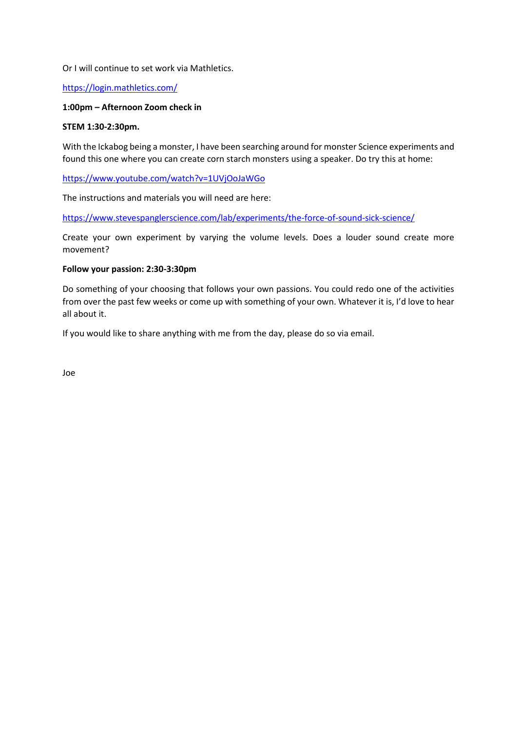Or I will continue to set work via Mathletics.

https://login.mathletics.com/

**1:00pm – Afternoon Zoom check in**

**STEM 1:30-2:30pm.**

With the Ickabog being a monster, I have been searching around for monster Science experiments and found this one where you can create corn starch monsters using a speaker. Do try this at home:

https://www.youtube.com/watch?v=1UVjOoJaWGo

The instructions and materials you will need are here:

https://www.stevespanglerscience.com/lab/experiments/the-force-of-sound-sick-science/

Create your own experiment by varying the volume levels. Does a louder sound create more movement?

**Follow your passion: 2:30-3:30pm**

Do something of your choosing that follows your own passions. You could redo one of the activities from over the past few weeks or come up with something of your own. Whatever it is, I'd love to hear all about it.

If you would like to share anything with me from the day, please do so via email.

Joe